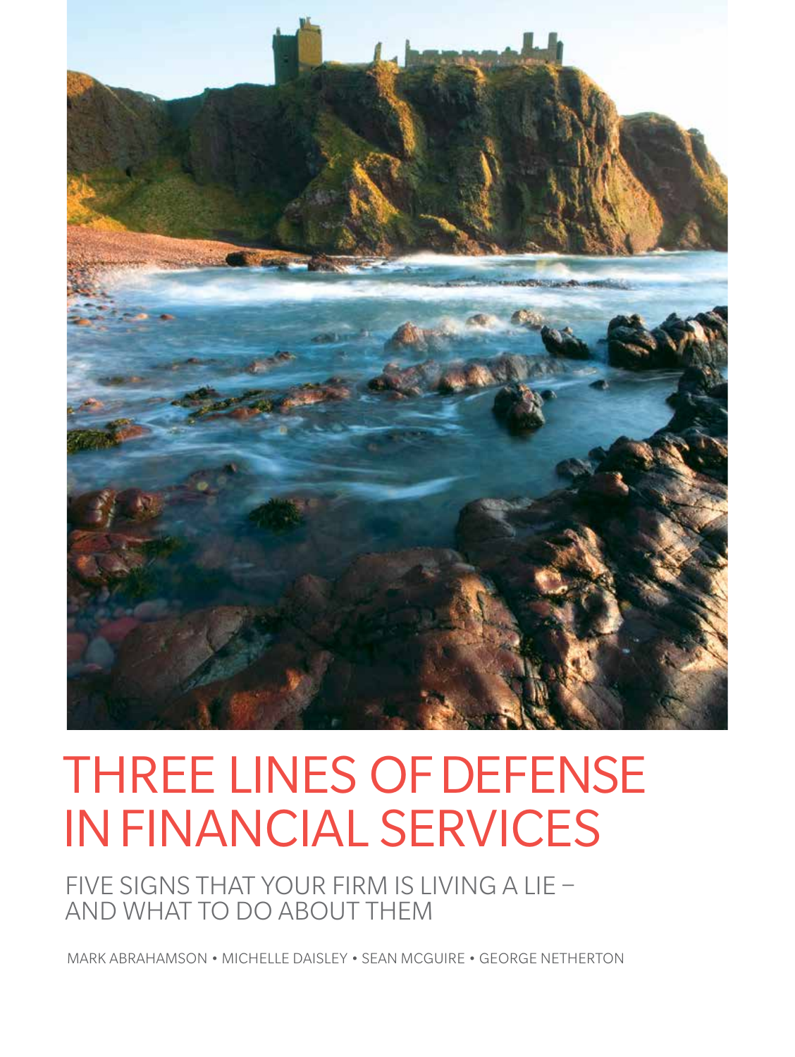# THREE LINES OF DEFENSE IN FINANCIAL SERVICES

## FIVE SIGNS THAT YOUR FIRM IS LIVING A LIE – AND WHAT TO DO ABOUT THEM

MARK ABRAHAMSON • MICHELLE DAISLEY • SEAN MCGUIRE • GEORGE NETHERTON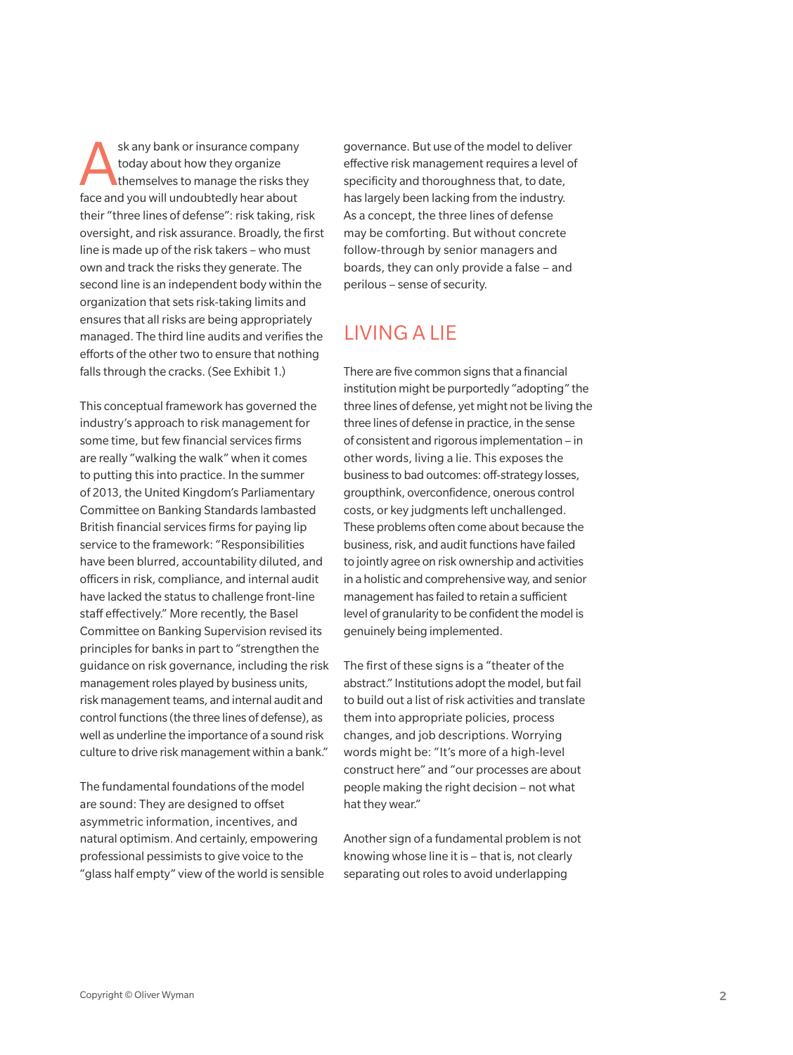Ask any bank or insurance company today about how they organize themselves to manage the risks they face and you will undoubtedly hear about their "three lines of defense": risk taking, risk oversight, and risk assurance. Broadly, the first line is made up of the risk takers – who must own and track the risks they generate. The second line is an independent body within the organization that sets risk-taking limits and ensures that all risks are being appropriately managed. The third line audits and verifies the efforts of the other two to ensure that nothing falls through the cracks. (See Exhibit 1.)

This conceptual framework has governed the industry's approach to risk management for some time, but few financial services firms are really "walking the walk" when it comes to putting this into practice. In the summer of 2013, the United Kingdom's Parliamentary Committee on Banking Standards lambasted British financial services firms for paying lip service to the framework: "Responsibilities have been blurred, accountability diluted, and officers in risk, compliance, and internal audit have lacked the status to challenge front-line staff effectively." More recently, the Basel Committee on Banking Supervision revised its principles for banks in part to "strengthen the guidance on risk governance, including the risk management roles played by business units, risk management teams, and internal audit and control functions (the three lines of defense), as well as underline the importance of a sound risk culture to drive risk management within a bank."

The fundamental foundations of the model are sound: They are designed to offset asymmetric information, incentives, and natural optimism. And certainly, empowering professional pessimists to give voice to the "glass half empty" view of the world is sensible governance. But use of the model to deliver effective risk management requires a level of specificity and thoroughness that, to date, has largely been lacking from the industry. As a concept, the three lines of defense may be comforting. But without concrete follow-through by senior managers and boards, they can only provide a false – and perilous – sense of security.

## LIVING A LIE

There are five common signs that a financial institution might be purportedly "adopting" the three lines of defense, yet might not be living the three lines of defense in practice, in the sense of consistent and rigorous implementation – in other words, living a lie. This exposes the business to bad outcomes: off-strategy losses, groupthink, overconfidence, onerous control costs, or key judgments left unchallenged. These problems often come about because the business, risk, and audit functions have failed to jointly agree on risk ownership and activities in a holistic and comprehensive way, and senior management has failed to retain a sufficient level of granularity to be confident the model is genuinely being implemented.

The first of these signs is a "theater of the abstract." Institutions adopt the model, but fail to build out a list of risk activities and translate them into appropriate policies, process changes, and job descriptions. Worrying words might be: "It's more of a high-level construct here" and "our processes are about people making the right decision – not what hat they wear."

Another sign of a fundamental problem is not knowing whose line it is – that is, not clearly separating out roles to avoid underlapping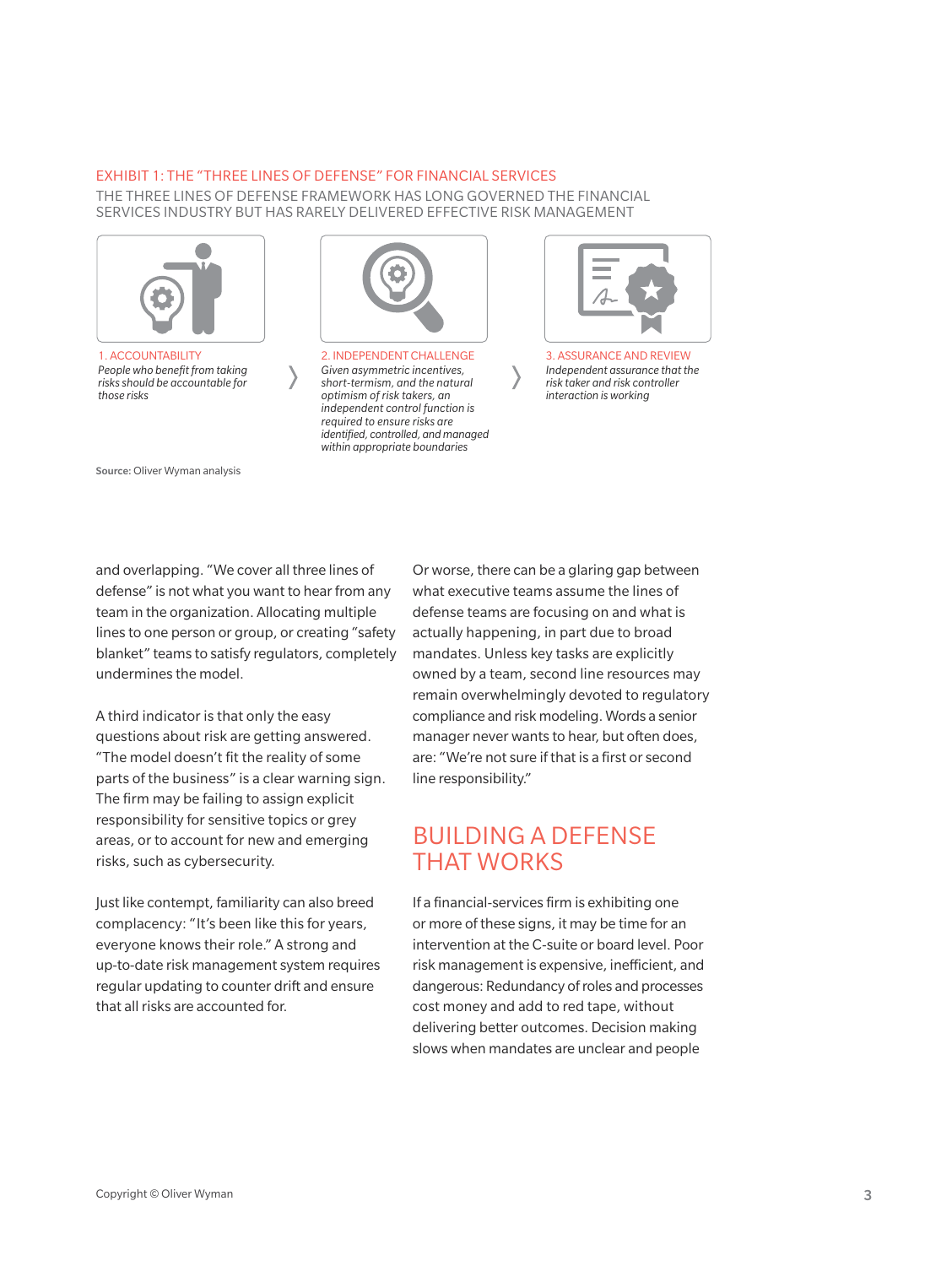EXHIBIT 1: THE "THREE LINES OF DEFENSE" FOR FINANCIAL SERVICES

THE THREE LINES OF DEFENSE FRAMEWORK HAS LONG GOVERNED THE FINANCIAL SERVICES INDUSTRY BUT HAS RARELY DELIVERED EFFECTIVE RISK MANAGEMENT

1. ACCOUNTABILITY
*People who benefit from taking risks should be accountable for those risks*

2. INDEPENDENT CHALLENGE
*Given asymmetric incentives, short-termism, and the natural optimism of risk takers, an independent control function is required to ensure risks are identified, controlled, and managed within appropriate boundaries*

3. ASSURANCE AND REVIEW
*Independent assurance that the risk taker and risk controller interaction is working*

**Source:** Oliver Wyman analysis

and overlapping. "We cover all three lines of defense" is not what you want to hear from any team in the organization. Allocating multiple lines to one person or group, or creating "safety blanket" teams to satisfy regulators, completely undermines the model.

A third indicator is that only the easy questions about risk are getting answered. "The model doesn't fit the reality of some parts of the business" is a clear warning sign. The firm may be failing to assign explicit responsibility for sensitive topics or grey areas, or to account for new and emerging risks, such as cybersecurity.

Just like contempt, familiarity can also breed complacency: "It's been like this for years, everyone knows their role." A strong and up-to-date risk management system requires regular updating to counter drift and ensure that all risks are accounted for.

Or worse, there can be a glaring gap between what executive teams assume the lines of defense teams are focusing on and what is actually happening, in part due to broad mandates. Unless key tasks are explicitly owned by a team, second line resources may remain overwhelmingly devoted to regulatory compliance and risk modeling. Words a senior manager never wants to hear, but often does, are: "We're not sure if that is a first or second line responsibility."

## BUILDING A DEFENSE THAT WORKS

If a financial-services firm is exhibiting one or more of these signs, it may be time for an intervention at the C-suite or board level. Poor risk management is expensive, inefficient, and dangerous: Redundancy of roles and processes cost money and add to red tape, without delivering better outcomes. Decision making slows when mandates are unclear and people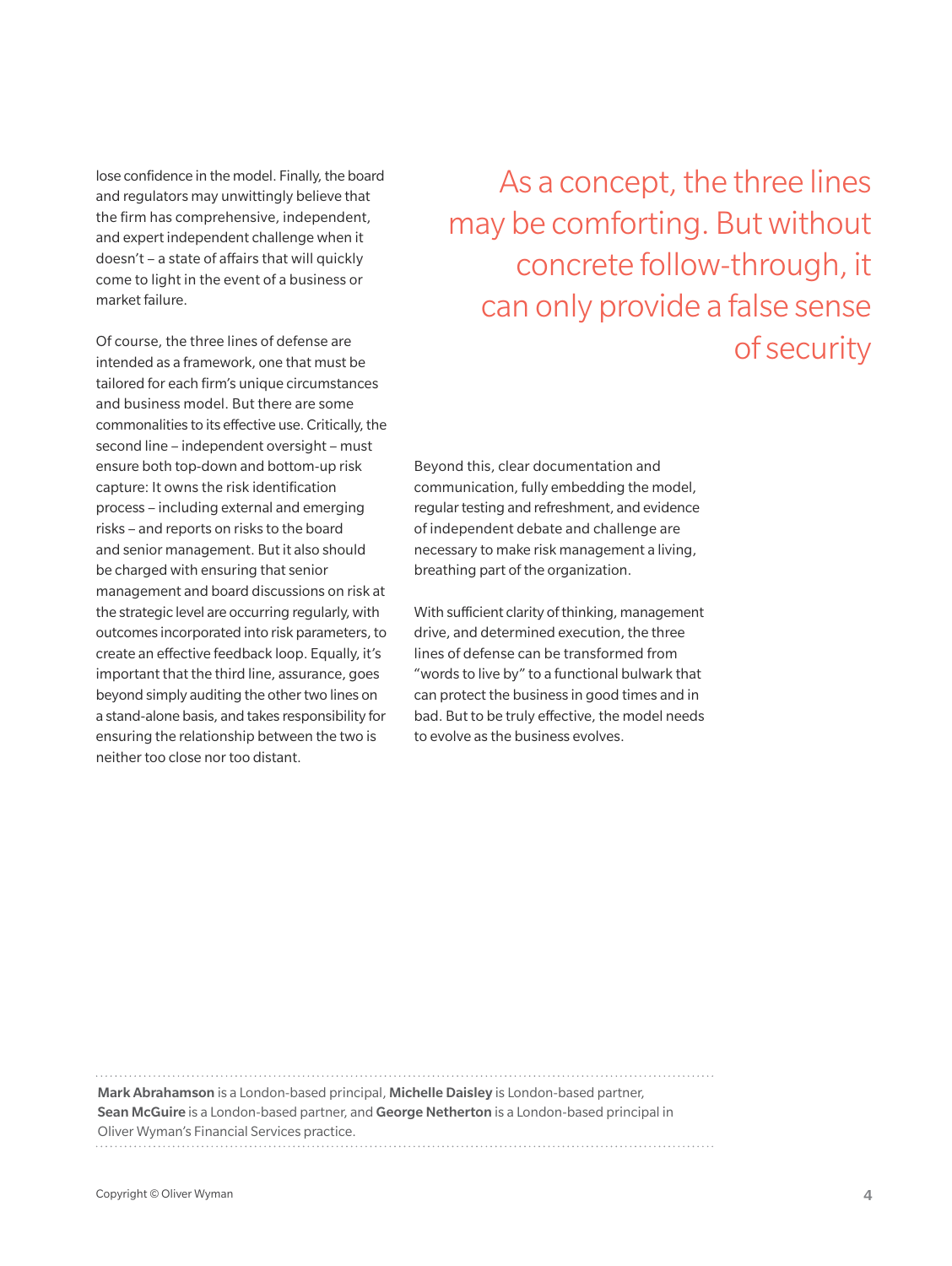lose confidence in the model. Finally, the board and regulators may unwittingly believe that the firm has comprehensive, independent, and expert independent challenge when it doesn't – a state of affairs that will quickly come to light in the event of a business or market failure.

Of course, the three lines of defense are intended as a framework, one that must be tailored for each firm's unique circumstances and business model. But there are some commonalities to its effective use. Critically, the second line – independent oversight – must ensure both top-down and bottom-up risk capture: It owns the risk identification process – including external and emerging risks – and reports on risks to the board and senior management. But it also should be charged with ensuring that senior management and board discussions on risk at the strategic level are occurring regularly, with outcomes incorporated into risk parameters, to create an effective feedback loop. Equally, it's important that the third line, assurance, goes beyond simply auditing the other two lines on a stand-alone basis, and takes responsibility for ensuring the relationship between the two is neither too close nor too distant.

> As a concept, the three lines may be comforting. But without concrete follow-through, it can only provide a false sense of security

Beyond this, clear documentation and communication, fully embedding the model, regular testing and refreshment, and evidence of independent debate and challenge are necessary to make risk management a living, breathing part of the organization.

With sufficient clarity of thinking, management drive, and determined execution, the three lines of defense can be transformed from "words to live by" to a functional bulwark that can protect the business in good times and in bad. But to be truly effective, the model needs to evolve as the business evolves.

---

**Mark Abrahamson** is a London-based principal, **Michelle Daisley** is London-based partner, **Sean McGuire** is a London-based partner, and **George Netherton** is a London-based principal in Oliver Wyman's Financial Services practice.

---

Copyright © Oliver Wyman